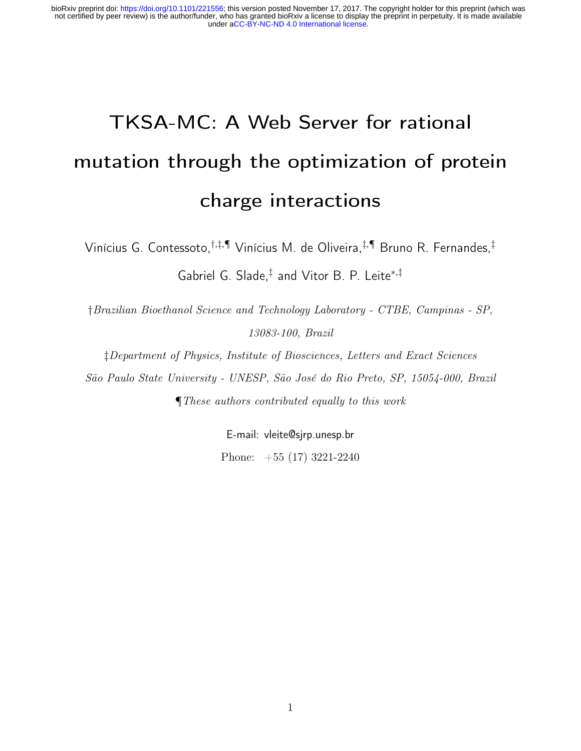# TKSA-MC: A Web Server for rational mutation through the optimization of protein charge interactions

Vinícius G. Contessoto,[†,‡,¶] Vinícius M. de Oliveira,[‡,¶] Bruno R. Fernandes,[‡] Gabriel G. Slade,[‡] and Vitor B. P. Leite[*,‡]

[†]*Brazilian Bioethanol Science and Technology Laboratory - CTBE, Campinas - SP, 13083-100, Brazil*

[‡]*Department of Physics, Institute of Biosciences, Letters and Exact Sciences São Paulo State University - UNESP, São José do Rio Preto, SP, 15054-000, Brazil*

[¶]*These authors contributed equally to this work*

E-mail: vleite@sjrp.unesp.br

Phone: +55 (17) 3221-2240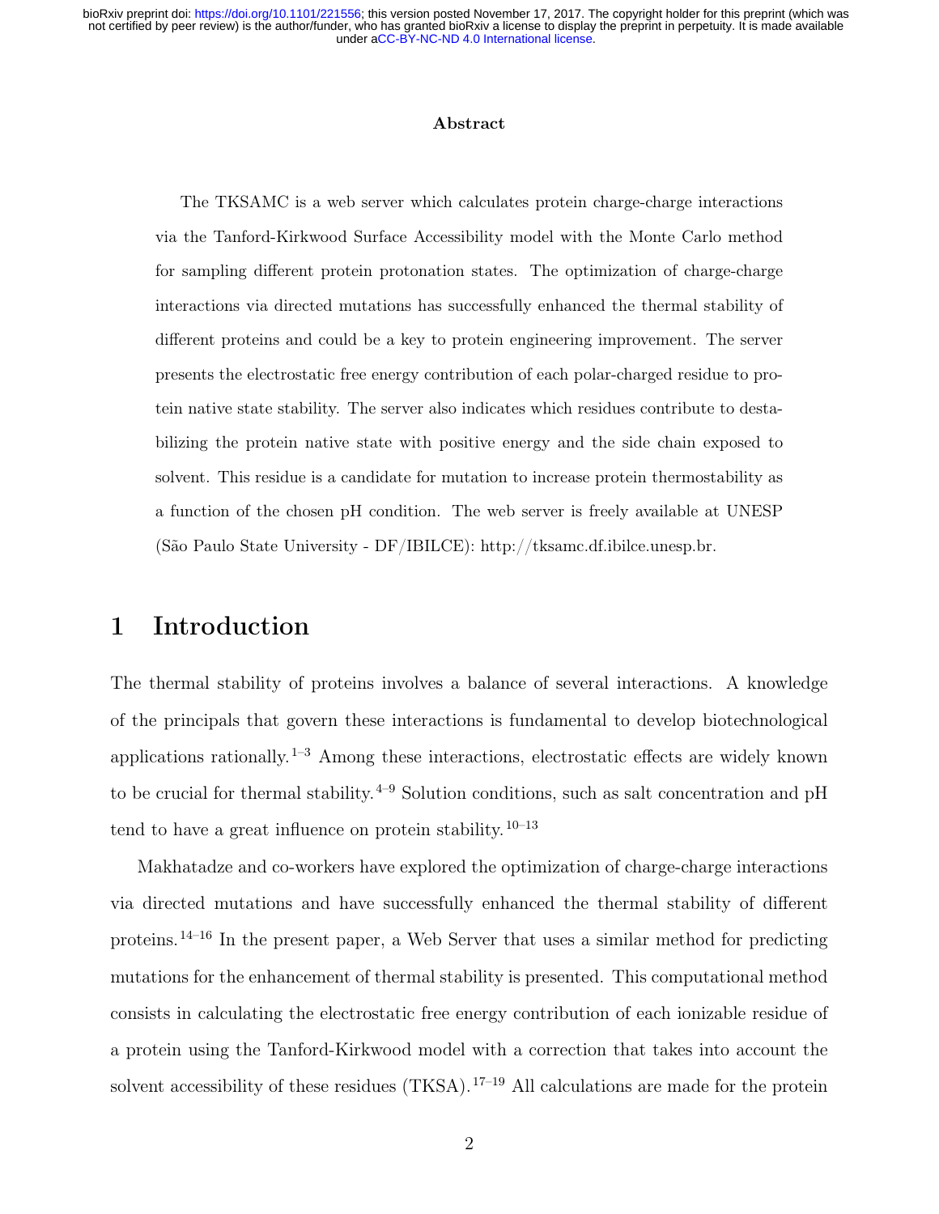**Abstract**

The TKSAMC is a web server which calculates protein charge-charge interactions via the Tanford-Kirkwood Surface Accessibility model with the Monte Carlo method for sampling different protein protonation states. The optimization of charge-charge interactions via directed mutations has successfully enhanced the thermal stability of different proteins and could be a key to protein engineering improvement. The server presents the electrostatic free energy contribution of each polar-charged residue to protein native state stability. The server also indicates which residues contribute to destabilizing the protein native state with positive energy and the side chain exposed to solvent. This residue is a candidate for mutation to increase protein thermostability as a function of the chosen pH condition. The web server is freely available at UNESP (São Paulo State University - DF/IBILCE): http://tksamc.df.ibilce.unesp.br.

# 1 Introduction

The thermal stability of proteins involves a balance of several interactions. A knowledge of the principals that govern these interactions is fundamental to develop biotechnological applications rationally.[1–3] Among these interactions, electrostatic effects are widely known to be crucial for thermal stability.[4–9] Solution conditions, such as salt concentration and pH tend to have a great influence on protein stability.[10–13]

Makhatadze and co-workers have explored the optimization of charge-charge interactions via directed mutations and have successfully enhanced the thermal stability of different proteins.[14–16] In the present paper, a Web Server that uses a similar method for predicting mutations for the enhancement of thermal stability is presented. This computational method consists in calculating the electrostatic free energy contribution of each ionizable residue of a protein using the Tanford-Kirkwood model with a correction that takes into account the solvent accessibility of these residues (TKSA).[17–19] All calculations are made for the protein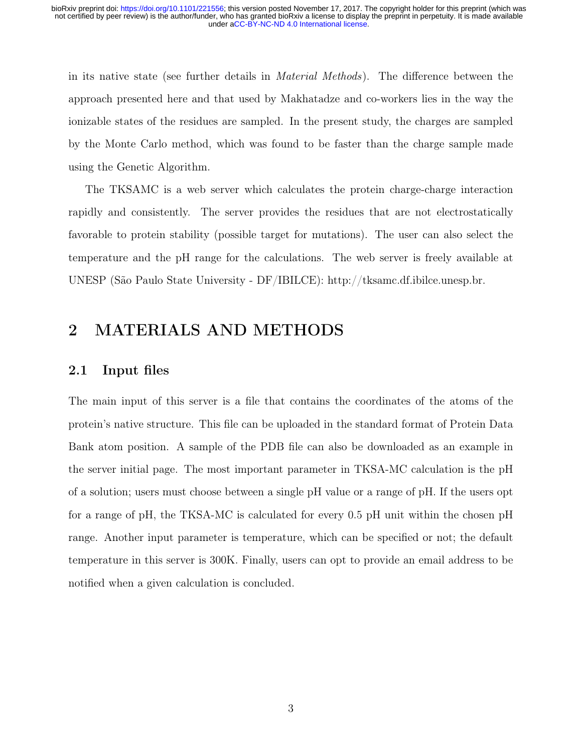in its native state (see further details in *Material Methods*). The difference between the approach presented here and that used by Makhatadze and co-workers lies in the way the ionizable states of the residues are sampled. In the present study, the charges are sampled by the Monte Carlo method, which was found to be faster than the charge sample made using the Genetic Algorithm.

The TKSAMC is a web server which calculates the protein charge-charge interaction rapidly and consistently. The server provides the residues that are not electrostatically favorable to protein stability (possible target for mutations). The user can also select the temperature and the pH range for the calculations. The web server is freely available at UNESP (São Paulo State University - DF/IBILCE): http://tksamc.df.ibilce.unesp.br.

# 2 MATERIALS AND METHODS

## 2.1 Input files

The main input of this server is a file that contains the coordinates of the atoms of the protein's native structure. This file can be uploaded in the standard format of Protein Data Bank atom position. A sample of the PDB file can also be downloaded as an example in the server initial page. The most important parameter in TKSA-MC calculation is the pH of a solution; users must choose between a single pH value or a range of pH. If the users opt for a range of pH, the TKSA-MC is calculated for every 0.5 pH unit within the chosen pH range. Another input parameter is temperature, which can be specified or not; the default temperature in this server is 300K. Finally, users can opt to provide an email address to be notified when a given calculation is concluded.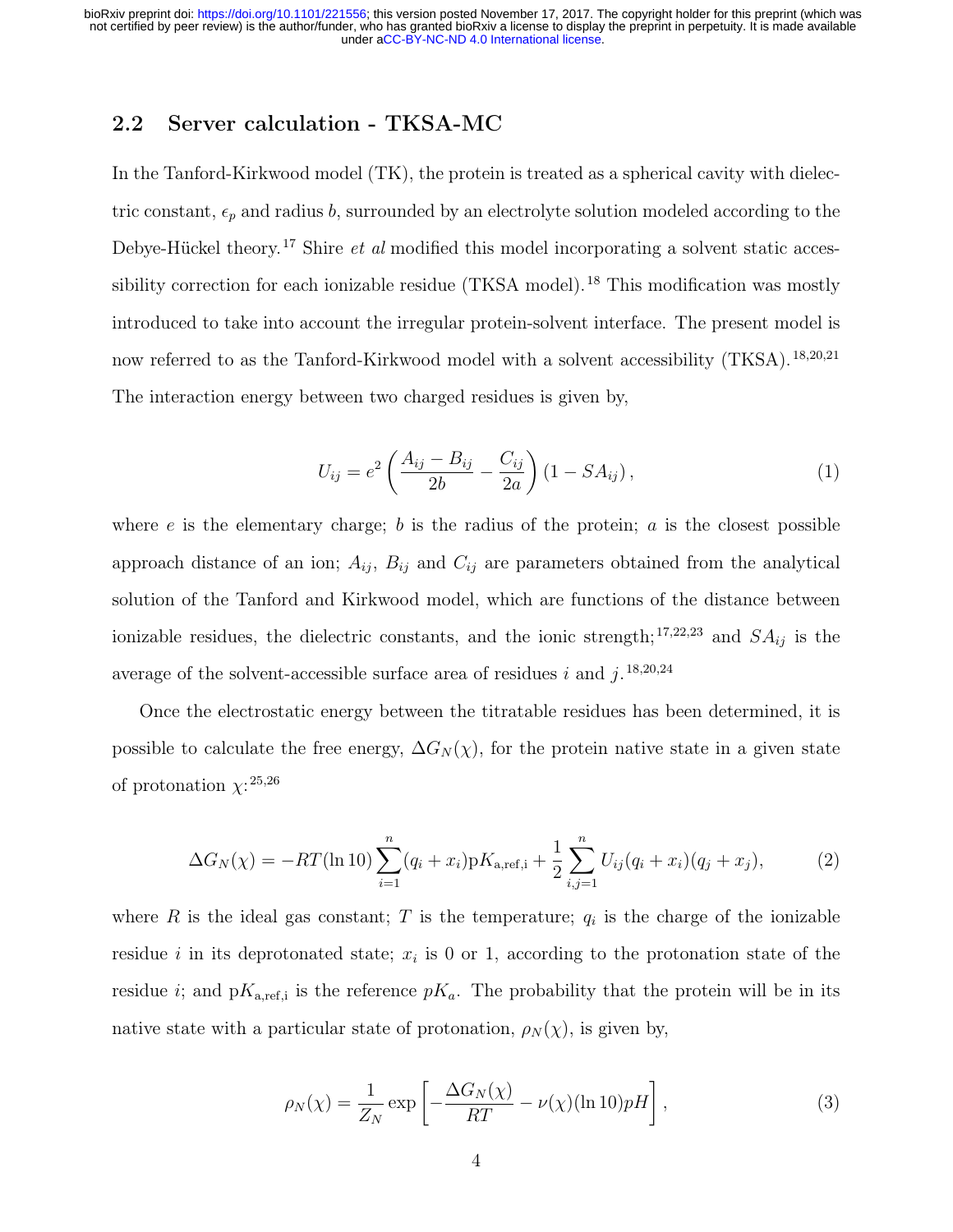## 2.2 Server calculation - TKSA-MC

In the Tanford-Kirkwood model (TK), the protein is treated as a spherical cavity with dielectric constant, $\epsilon_p$ and radius $b$, surrounded by an electrolyte solution modeled according to the Debye-Hückel theory.[17] Shire *et al* modified this model incorporating a solvent static accessibility correction for each ionizable residue (TKSA model).[18] This modification was mostly introduced to take into account the irregular protein-solvent interface. The present model is now referred to as the Tanford-Kirkwood model with a solvent accessibility (TKSA).[18,20,21] The interaction energy between two charged residues is given by,

$$U_{ij} = e^2 \left( \frac{A_{ij} - B_{ij}}{2b} - \frac{C_{ij}}{2a} \right) (1 - SA_{ij}), \tag{1}$$

where $e$ is the elementary charge; $b$ is the radius of the protein; $a$ is the closest possible approach distance of an ion; $A_{ij}$, $B_{ij}$ and $C_{ij}$ are parameters obtained from the analytical solution of the Tanford and Kirkwood model, which are functions of the distance between ionizable residues, the dielectric constants, and the ionic strength;[17,22,23] and $SA_{ij}$ is the average of the solvent-accessible surface area of residues $i$ and $j$.[18,20,24]

Once the electrostatic energy between the titratable residues has been determined, it is possible to calculate the free energy, $\Delta G_N(\chi)$, for the protein native state in a given state of protonation $\chi$:[25,26]

$$\Delta G_N(\chi) = -RT(\ln 10) \sum_{i=1}^{n} (q_i + x_i) \mathrm{p}K_{\mathrm{a,ref,i}} + \frac{1}{2} \sum_{i,j=1}^{n} U_{ij}(q_i + x_i)(q_j + x_j), \tag{2}$$

where $R$ is the ideal gas constant; $T$ is the temperature; $q_i$ is the charge of the ionizable residue $i$ in its deprotonated state; $x_i$ is 0 or 1, according to the protonation state of the residue $i$; and $\mathrm{p}K_{\mathrm{a,ref,i}}$ is the reference $pK_a$. The probability that the protein will be in its native state with a particular state of protonation, $\rho_N(\chi)$, is given by,

$$\rho_N(\chi) = \frac{1}{Z_N} \exp \left[ -\frac{\Delta G_N(\chi)}{RT} - \nu(\chi)(\ln 10)pH \right], \tag{3}$$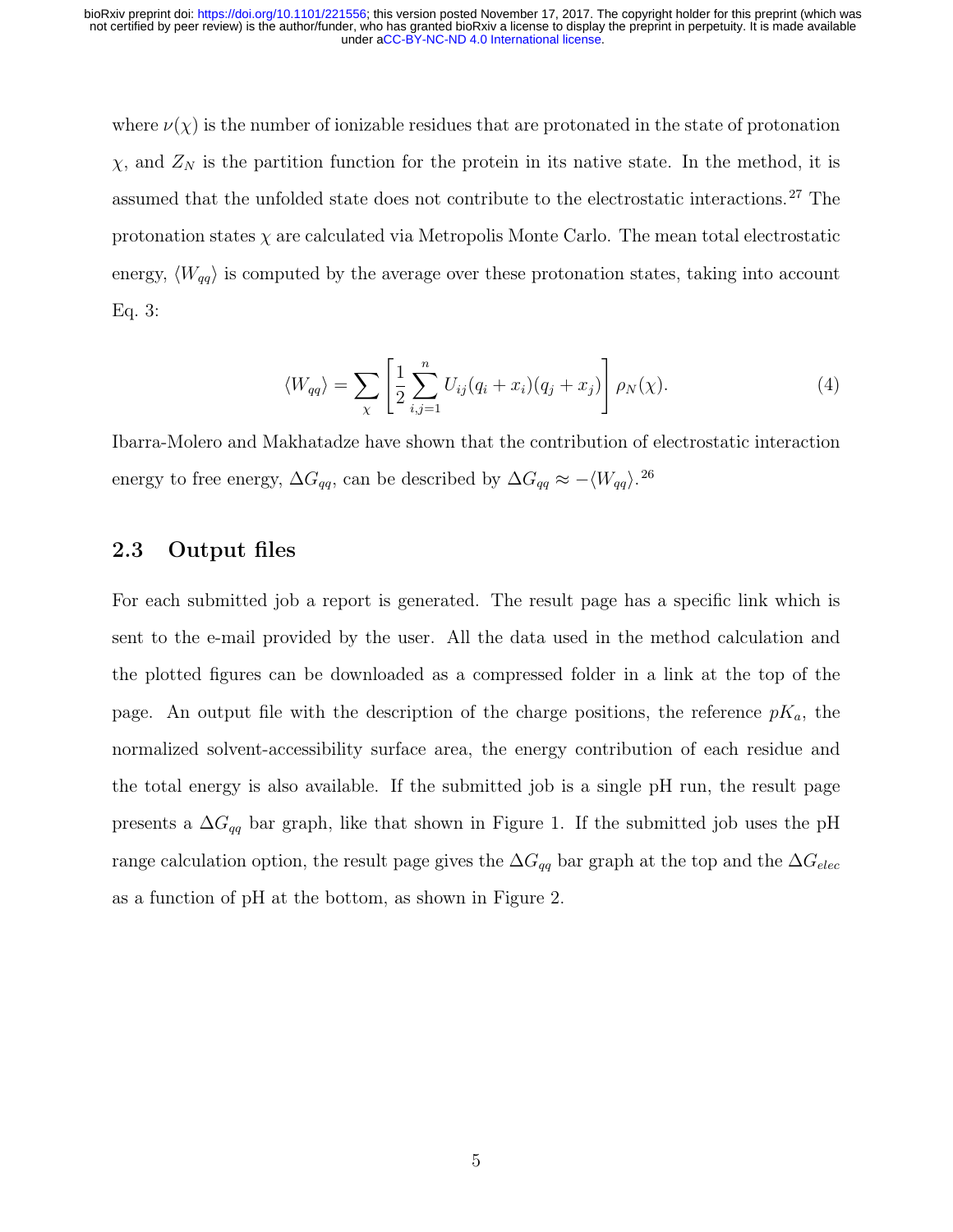where $\nu(\chi)$ is the number of ionizable residues that are protonated in the state of protonation $\chi$, and $Z_N$ is the partition function for the protein in its native state. In the method, it is assumed that the unfolded state does not contribute to the electrostatic interactions.[27] The protonation states $\chi$ are calculated via Metropolis Monte Carlo. The mean total electrostatic energy, $\langle W_{qq} \rangle$ is computed by the average over these protonation states, taking into account Eq. 3:

$$\langle W_{qq} \rangle = \sum_{\chi} \left[ \frac{1}{2} \sum_{i,j=1}^{n} U_{ij}(q_i + x_i)(q_j + x_j) \right] \rho_N(\chi). \tag{4}$$

Ibarra-Molero and Makhatadze have shown that the contribution of electrostatic interaction energy to free energy, $\Delta G_{qq}$, can be described by $\Delta G_{qq} \approx -\langle W_{qq} \rangle$.[26]

## 2.3 Output files

For each submitted job a report is generated. The result page has a specific link which is sent to the e-mail provided by the user. All the data used in the method calculation and the plotted figures can be downloaded as a compressed folder in a link at the top of the page. An output file with the description of the charge positions, the reference $pK_a$, the normalized solvent-accessibility surface area, the energy contribution of each residue and the total energy is also available. If the submitted job is a single pH run, the result page presents a $\Delta G_{qq}$ bar graph, like that shown in Figure 1. If the submitted job uses the pH range calculation option, the result page gives the $\Delta G_{qq}$ bar graph at the top and the $\Delta G_{elec}$ as a function of pH at the bottom, as shown in Figure 2.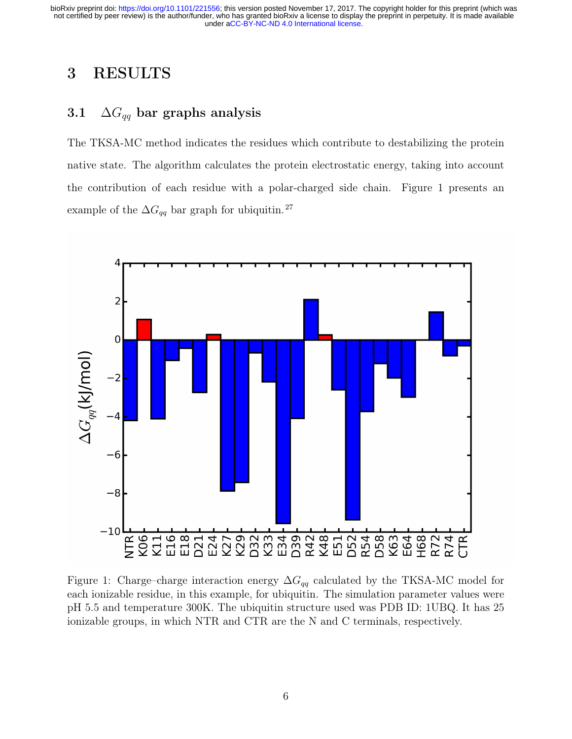# 3 RESULTS

## 3.1 $\Delta G_{qq}$ bar graphs analysis

The TKSA-MC method indicates the residues which contribute to destabilizing the protein native state. The algorithm calculates the protein electrostatic energy, taking into account the contribution of each residue with a polar-charged side chain. Figure 1 presents an example of the $\Delta G_{qq}$ bar graph for ubiquitin.[27]

Figure 1: Charge–charge interaction energy $\Delta G_{qq}$ calculated by the TKSA-MC model for each ionizable residue, in this example, for ubiquitin. The simulation parameter values were pH 5.5 and temperature 300K. The ubiquitin structure used was PDB ID: 1UBQ. It has 25 ionizable groups, in which NTR and CTR are the N and C terminals, respectively.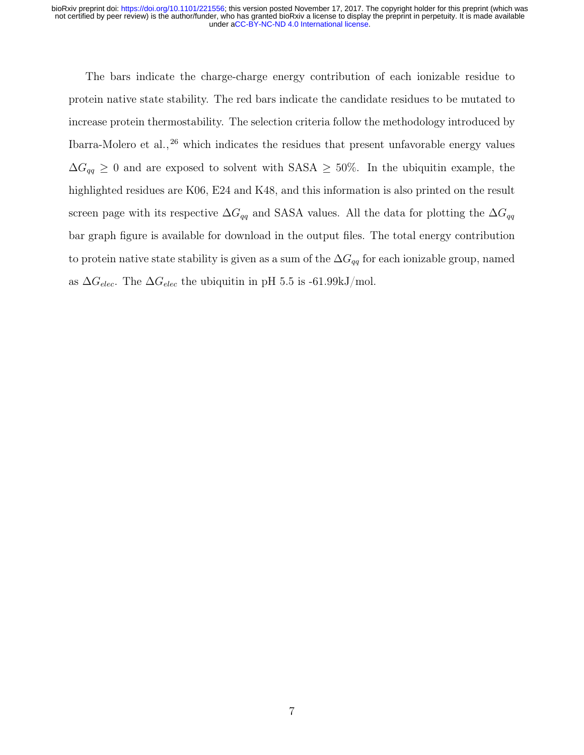The bars indicate the charge-charge energy contribution of each ionizable residue to protein native state stability. The red bars indicate the candidate residues to be mutated to increase protein thermostability. The selection criteria follow the methodology introduced by Ibarra-Molero et al.,[26] which indicates the residues that present unfavorable energy values $\Delta G_{qq} \geq 0$ and are exposed to solvent with SASA $\geq$ 50%. In the ubiquitin example, the highlighted residues are K06, E24 and K48, and this information is also printed on the result screen page with its respective $\Delta G_{qq}$ and SASA values. All the data for plotting the $\Delta G_{qq}$ bar graph figure is available for download in the output files. The total energy contribution to protein native state stability is given as a sum of the $\Delta G_{qq}$ for each ionizable group, named as $\Delta G_{elec}$. The $\Delta G_{elec}$ the ubiquitin in pH 5.5 is -61.99kJ/mol.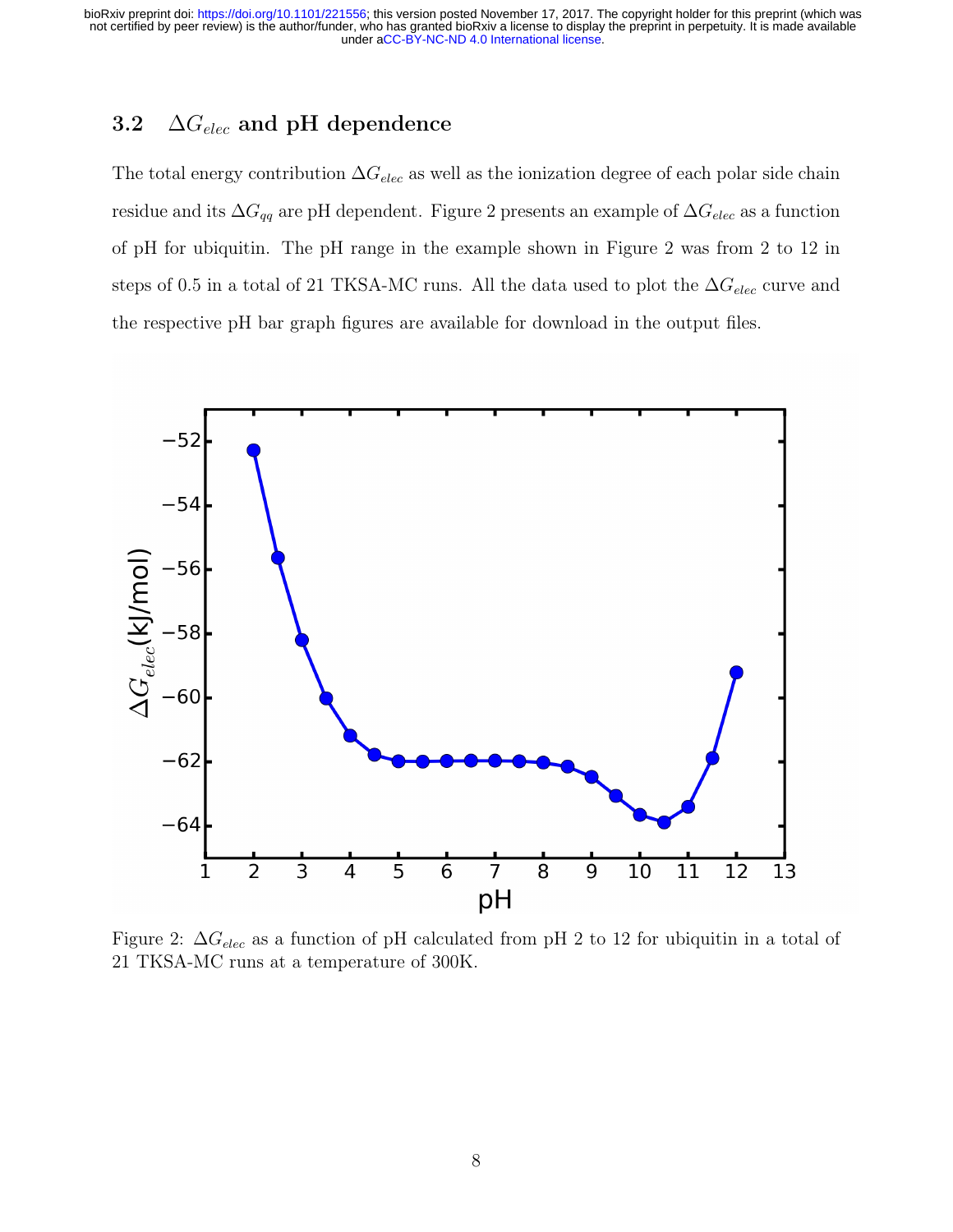### 3.2 $\Delta G_{elec}$ and pH dependence

The total energy contribution $\Delta G_{elec}$ as well as the ionization degree of each polar side chain residue and its $\Delta G_{qq}$ are pH dependent. Figure 2 presents an example of $\Delta G_{elec}$ as a function of pH for ubiquitin. The pH range in the example shown in Figure 2 was from 2 to 12 in steps of 0.5 in a total of 21 TKSA-MC runs. All the data used to plot the $\Delta G_{elec}$ curve and the respective pH bar graph figures are available for download in the output files.

Figure 2: $\Delta G_{elec}$ as a function of pH calculated from pH 2 to 12 for ubiquitin in a total of 21 TKSA-MC runs at a temperature of 300K.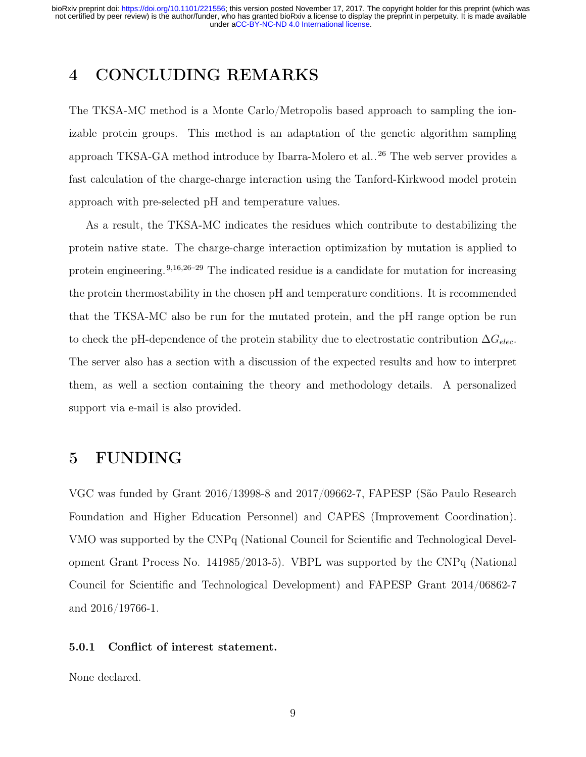# 4 CONCLUDING REMARKS

The TKSA-MC method is a Monte Carlo/Metropolis based approach to sampling the ionizable protein groups. This method is an adaptation of the genetic algorithm sampling approach TKSA-GA method introduce by Ibarra-Molero et al..[26] The web server provides a fast calculation of the charge-charge interaction using the Tanford-Kirkwood model protein approach with pre-selected pH and temperature values.

As a result, the TKSA-MC indicates the residues which contribute to destabilizing the protein native state. The charge-charge interaction optimization by mutation is applied to protein engineering.[9,16,26–29] The indicated residue is a candidate for mutation for increasing the protein thermostability in the chosen pH and temperature conditions. It is recommended that the TKSA-MC also be run for the mutated protein, and the pH range option be run to check the pH-dependence of the protein stability due to electrostatic contribution $\Delta G_{elec}$. The server also has a section with a discussion of the expected results and how to interpret them, as well a section containing the theory and methodology details. A personalized support via e-mail is also provided.

# 5 FUNDING

VGC was funded by Grant 2016/13998-8 and 2017/09662-7, FAPESP (São Paulo Research Foundation and Higher Education Personnel) and CAPES (Improvement Coordination). VMO was supported by the CNPq (National Council for Scientific and Technological Development Grant Process No. 141985/2013-5). VBPL was supported by the CNPq (National Council for Scientific and Technological Development) and FAPESP Grant 2014/06862-7 and 2016/19766-1.

### 5.0.1 Conflict of interest statement.

None declared.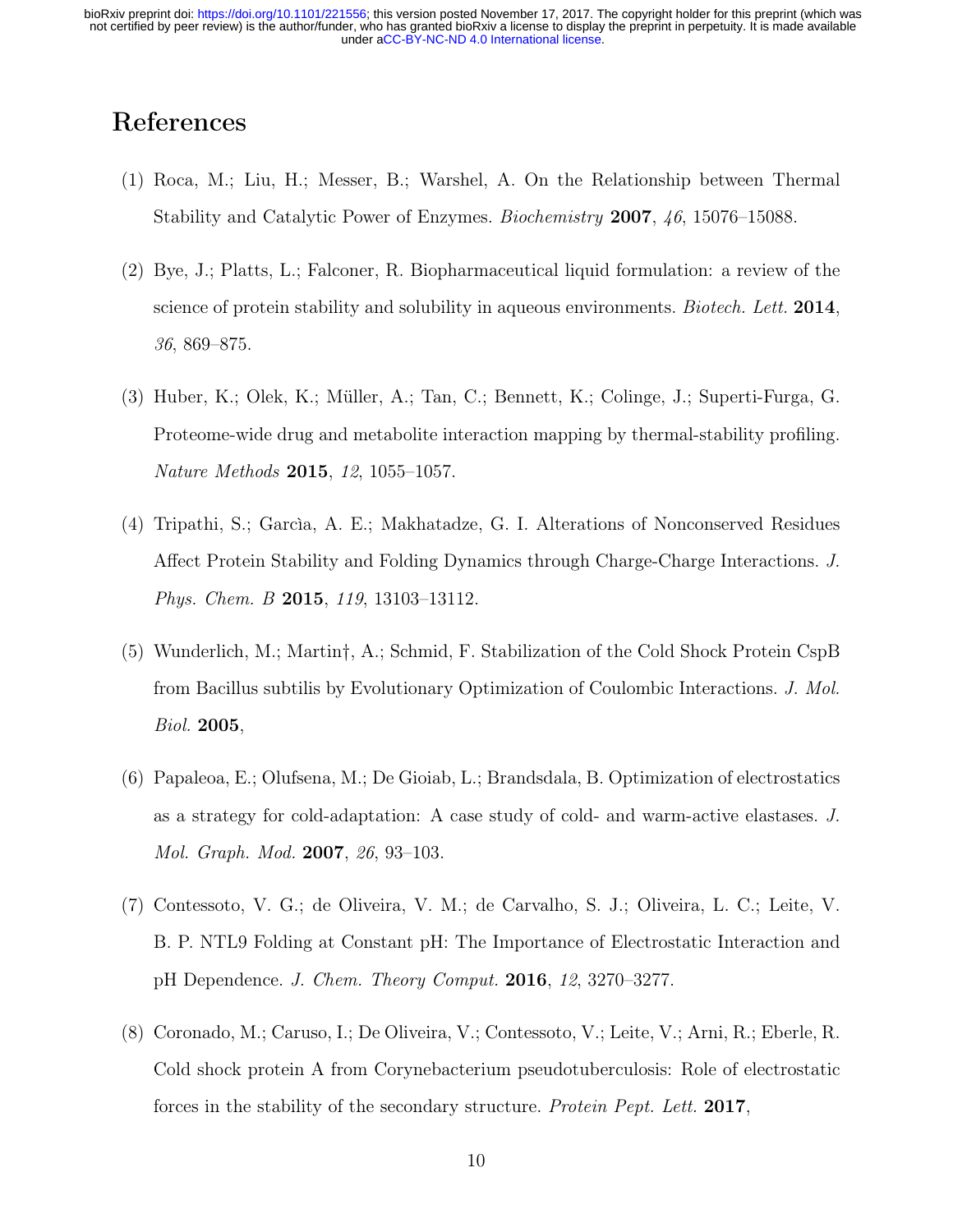# References

(1) Roca, M.; Liu, H.; Messer, B.; Warshel, A. On the Relationship between Thermal Stability and Catalytic Power of Enzymes. *Biochemistry* **2007**, *46*, 15076–15088.

(2) Bye, J.; Platts, L.; Falconer, R. Biopharmaceutical liquid formulation: a review of the science of protein stability and solubility in aqueous environments. *Biotech. Lett.* **2014**, *36*, 869–875.

(3) Huber, K.; Olek, K.; Müller, A.; Tan, C.; Bennett, K.; Colinge, J.; Superti-Furga, G. Proteome-wide drug and metabolite interaction mapping by thermal-stability profiling. *Nature Methods* **2015**, *12*, 1055–1057.

(4) Tripathi, S.; Garcìa, A. E.; Makhatadze, G. I. Alterations of Nonconserved Residues Affect Protein Stability and Folding Dynamics through Charge-Charge Interactions. *J. Phys. Chem. B* **2015**, *119*, 13103–13112.

(5) Wunderlich, M.; Martin†, A.; Schmid, F. Stabilization of the Cold Shock Protein CspB from Bacillus subtilis by Evolutionary Optimization of Coulombic Interactions. *J. Mol. Biol.* **2005**,

(6) Papaleoa, E.; Olufsena, M.; De Gioiab, L.; Brandsdala, B. Optimization of electrostatics as a strategy for cold-adaptation: A case study of cold- and warm-active elastases. *J. Mol. Graph. Mod.* **2007**, *26*, 93–103.

(7) Contessoto, V. G.; de Oliveira, V. M.; de Carvalho, S. J.; Oliveira, L. C.; Leite, V. B. P. NTL9 Folding at Constant pH: The Importance of Electrostatic Interaction and pH Dependence. *J. Chem. Theory Comput.* **2016**, *12*, 3270–3277.

(8) Coronado, M.; Caruso, I.; De Oliveira, V.; Contessoto, V.; Leite, V.; Arni, R.; Eberle, R. Cold shock protein A from Corynebacterium pseudotuberculosis: Role of electrostatic forces in the stability of the secondary structure. *Protein Pept. Lett.* **2017**,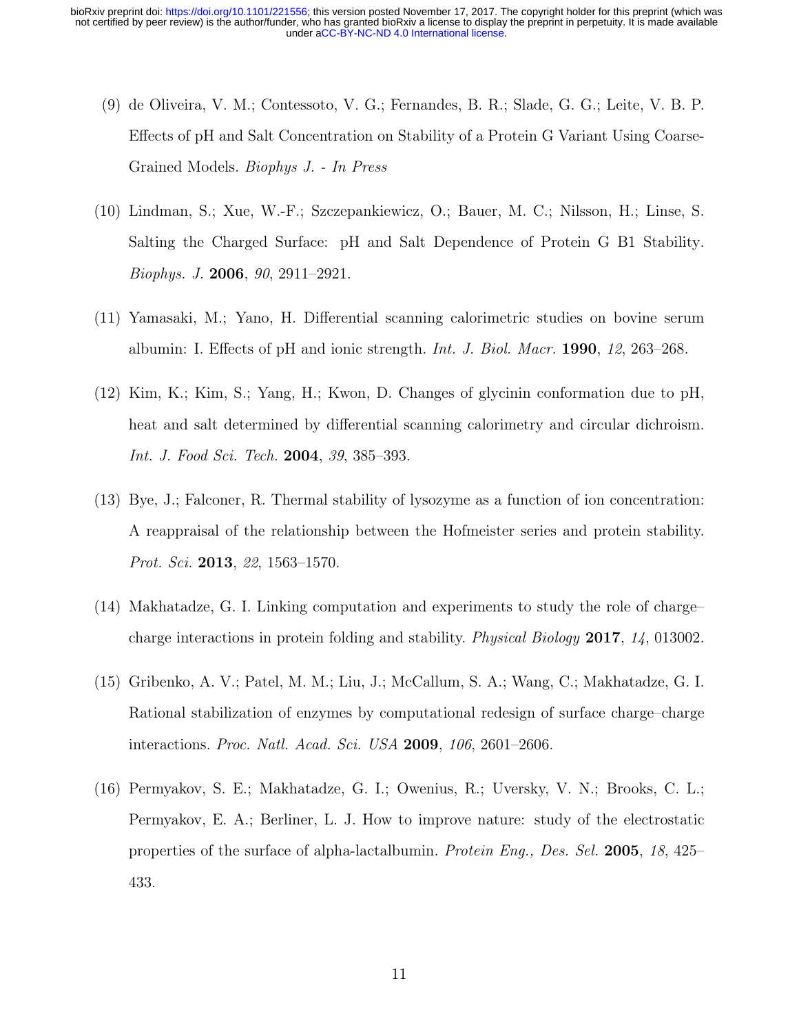(9) de Oliveira, V. M.; Contessoto, V. G.; Fernandes, B. R.; Slade, G. G.; Leite, V. B. P. Effects of pH and Salt Concentration on Stability of a Protein G Variant Using Coarse-Grained Models. *Biophys J. - In Press*

(10) Lindman, S.; Xue, W.-F.; Szczepankiewicz, O.; Bauer, M. C.; Nilsson, H.; Linse, S. Salting the Charged Surface: pH and Salt Dependence of Protein G B1 Stability. *Biophys. J.* **2006**, *90*, 2911–2921.

(11) Yamasaki, M.; Yano, H. Differential scanning calorimetric studies on bovine serum albumin: I. Effects of pH and ionic strength. *Int. J. Biol. Macr.* **1990**, *12*, 263–268.

(12) Kim, K.; Kim, S.; Yang, H.; Kwon, D. Changes of glycinin conformation due to pH, heat and salt determined by differential scanning calorimetry and circular dichroism. *Int. J. Food Sci. Tech.* **2004**, *39*, 385–393.

(13) Bye, J.; Falconer, R. Thermal stability of lysozyme as a function of ion concentration: A reappraisal of the relationship between the Hofmeister series and protein stability. *Prot. Sci.* **2013**, *22*, 1563–1570.

(14) Makhatadze, G. I. Linking computation and experiments to study the role of charge–charge interactions in protein folding and stability. *Physical Biology* **2017**, *14*, 013002.

(15) Gribenko, A. V.; Patel, M. M.; Liu, J.; McCallum, S. A.; Wang, C.; Makhatadze, G. I. Rational stabilization of enzymes by computational redesign of surface charge–charge interactions. *Proc. Natl. Acad. Sci. USA* **2009**, *106*, 2601–2606.

(16) Permyakov, S. E.; Makhatadze, G. I.; Owenius, R.; Uversky, V. N.; Brooks, C. L.; Permyakov, E. A.; Berliner, L. J. How to improve nature: study of the electrostatic properties of the surface of alpha-lactalbumin. *Protein Eng., Des. Sel.* **2005**, *18*, 425–433.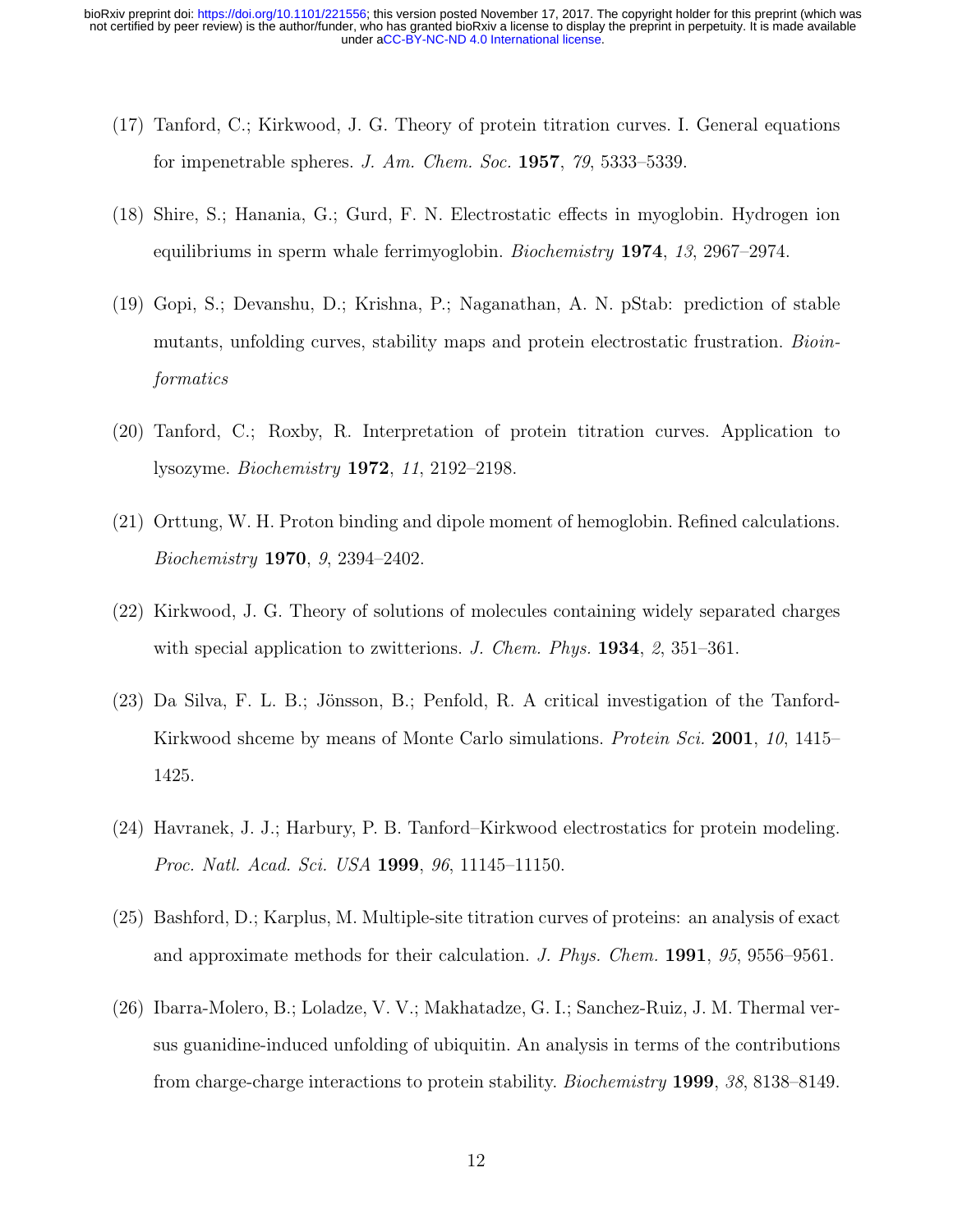(17) Tanford, C.; Kirkwood, J. G. Theory of protein titration curves. I. General equations for impenetrable spheres. *J. Am. Chem. Soc.* **1957**, *79*, 5333–5339.

(18) Shire, S.; Hanania, G.; Gurd, F. N. Electrostatic effects in myoglobin. Hydrogen ion equilibriums in sperm whale ferrimyoglobin. *Biochemistry* **1974**, *13*, 2967–2974.

(19) Gopi, S.; Devanshu, D.; Krishna, P.; Naganathan, A. N. pStab: prediction of stable mutants, unfolding curves, stability maps and protein electrostatic frustration. *Bioinformatics*

(20) Tanford, C.; Roxby, R. Interpretation of protein titration curves. Application to lysozyme. *Biochemistry* **1972**, *11*, 2192–2198.

(21) Orttung, W. H. Proton binding and dipole moment of hemoglobin. Refined calculations. *Biochemistry* **1970**, *9*, 2394–2402.

(22) Kirkwood, J. G. Theory of solutions of molecules containing widely separated charges with special application to zwitterions. *J. Chem. Phys.* **1934**, *2*, 351–361.

(23) Da Silva, F. L. B.; Jönsson, B.; Penfold, R. A critical investigation of the Tanford-Kirkwood shceme by means of Monte Carlo simulations. *Protein Sci.* **2001**, *10*, 1415–1425.

(24) Havranek, J. J.; Harbury, P. B. Tanford–Kirkwood electrostatics for protein modeling. *Proc. Natl. Acad. Sci. USA* **1999**, *96*, 11145–11150.

(25) Bashford, D.; Karplus, M. Multiple-site titration curves of proteins: an analysis of exact and approximate methods for their calculation. *J. Phys. Chem.* **1991**, *95*, 9556–9561.

(26) Ibarra-Molero, B.; Loladze, V. V.; Makhatadze, G. I.; Sanchez-Ruiz, J. M. Thermal versus guanidine-induced unfolding of ubiquitin. An analysis in terms of the contributions from charge-charge interactions to protein stability. *Biochemistry* **1999**, *38*, 8138–8149.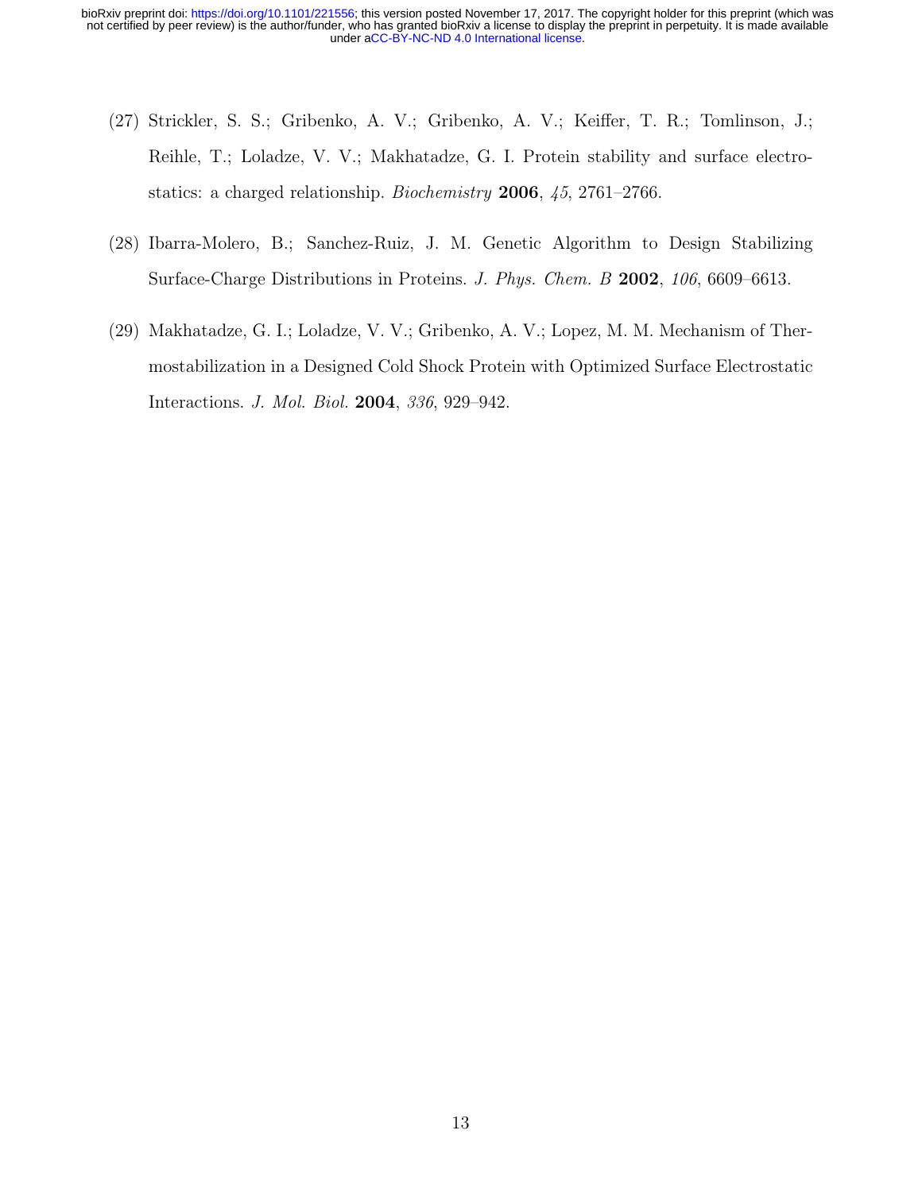(27) Strickler, S. S.; Gribenko, A. V.; Gribenko, A. V.; Keiffer, T. R.; Tomlinson, J.; Reihle, T.; Loladze, V. V.; Makhatadze, G. I. Protein stability and surface electrostatics: a charged relationship. *Biochemistry* **2006**, *45*, 2761–2766.

(28) Ibarra-Molero, B.; Sanchez-Ruiz, J. M. Genetic Algorithm to Design Stabilizing Surface-Charge Distributions in Proteins. *J. Phys. Chem. B* **2002**, *106*, 6609–6613.

(29) Makhatadze, G. I.; Loladze, V. V.; Gribenko, A. V.; Lopez, M. M. Mechanism of Thermostabilization in a Designed Cold Shock Protein with Optimized Surface Electrostatic Interactions. *J. Mol. Biol.* **2004**, *336*, 929–942.